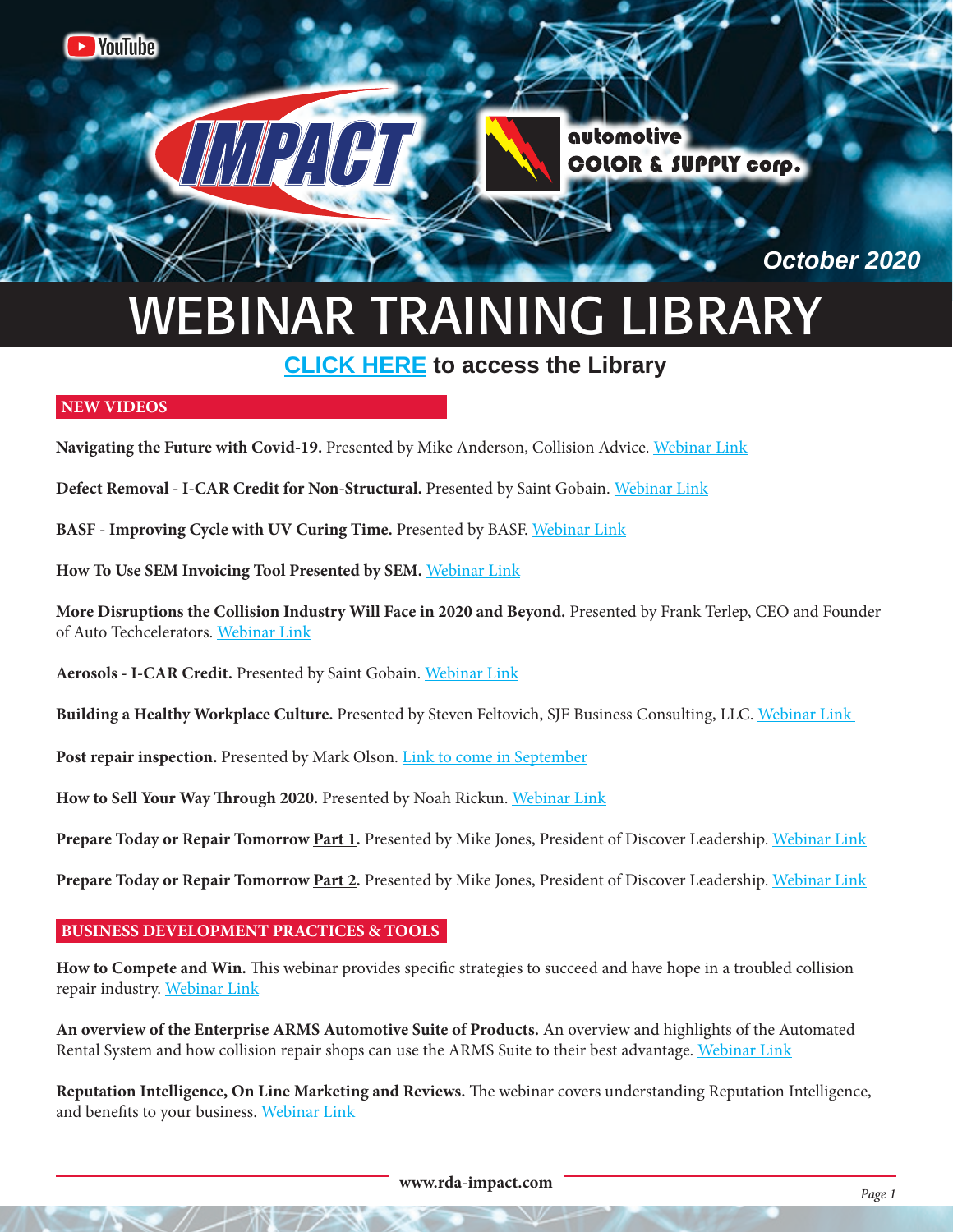YouTube

IMPACT

automotive COLOR & SUPPLY corp.

*October 2020*

# WEBINAR TRAINING LIBRARY

**CLICK HERE to access the Library**

## NEW VIDEOS

**Navigating the Future with Covid-19.** Presented by Mike Anderson, Collision Advice. Webinar Link

**Defect Removal - I-CAR Credit for Non-Structural.** Presented by Saint Gobain. Webinar Link

**BASF - Improving Cycle with UV Curing Time.** Presented by BASF. Webinar Link

**How To Use SEM Invoicing Tool Presented by SEM.** Webinar Link

**More Disruptions the Collision Industry Will Face in 2020 and Beyond.** Presented by Frank Terlep, CEO and Founder of Auto Techcelerators. Webinar Link

**Aerosols - I-CAR Credit.** Presented by Saint Gobain. Webinar Link

**Building a Healthy Workplace Culture.** Presented by Steven Feltovich, SJF Business Consulting, LLC. Webinar Link

**Post repair inspection.** Presented by Mark Olson. Link to come in September

**How to Sell Your Way Through 2020.** Presented by Noah Rickun. Webinar Link

**Prepare Today or Repair Tomorrow Part 1.** Presented by Mike Jones, President of Discover Leadership. Webinar Link

**Prepare Today or Repair Tomorrow Part 2.** Presented by Mike Jones, President of Discover Leadership. Webinar Link

## BUSINESS DEVELOPMENT PRACTICES & TOOLS

**How to Compete and Win.** This webinar provides specific strategies to succeed and have hope in a troubled collision repair industry. Webinar Link

**An overview of the Enterprise ARMS Automotive Suite of Products.** An overview and highlights of the Automated Rental System and how collision repair shops can use the ARMS Suite to their best advantage. Webinar Link

**Reputation Intelligence, On Line Marketing and Reviews.** The webinar covers understanding Reputation Intelligence, and benefits to your business. Webinar Link

www.rda-impact.com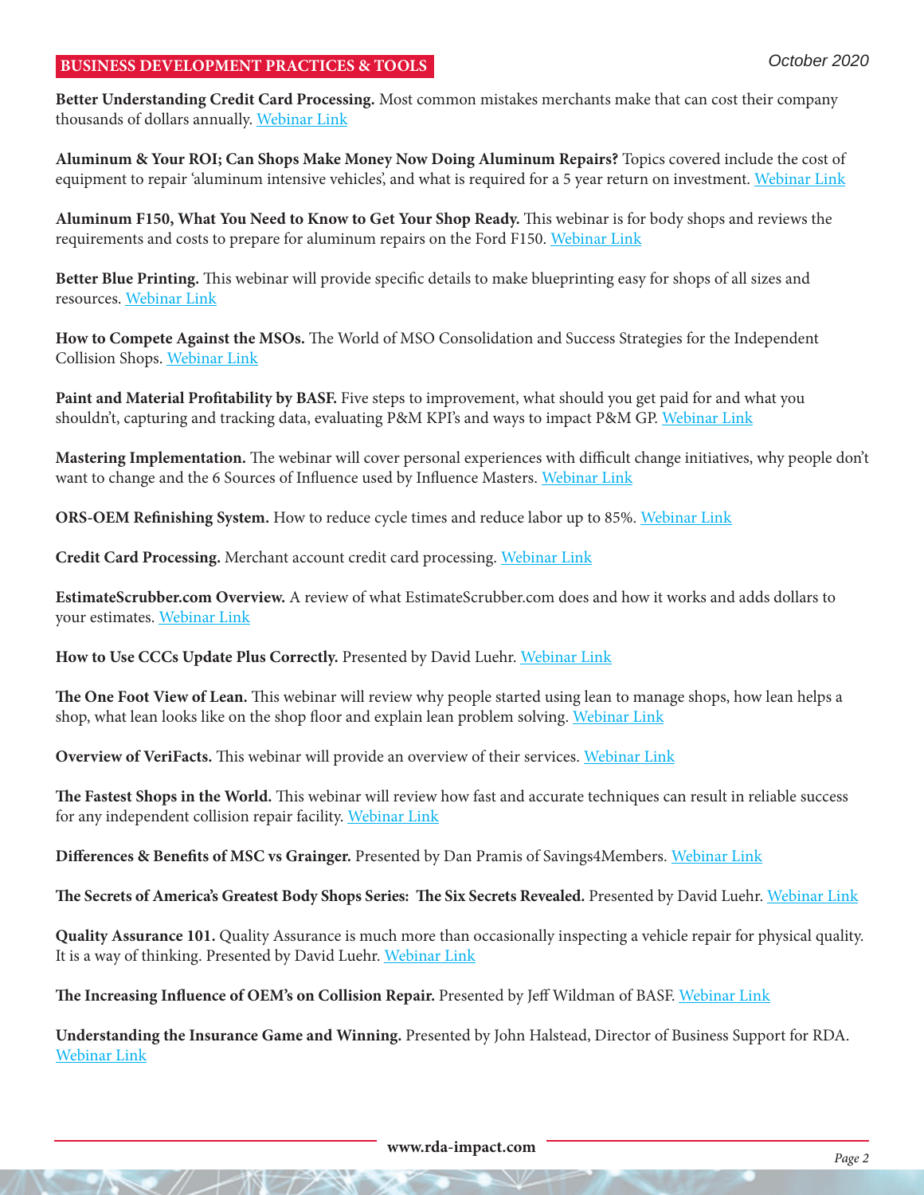## BUSINESS DEVELOPMENT PRACTICES & TOOLS

*October 2020*

**Better Understanding Credit Card Processing.** Most common mistakes merchants make that can cost their company thousands of dollars annually. Webinar Link

**Aluminum & Your ROI; Can Shops Make Money Now Doing Aluminum Repairs?** Topics covered include the cost of equipment to repair 'aluminum intensive vehicles', and what is required for a 5 year return on investment. Webinar Link

**Aluminum F150, What You Need to Know to Get Your Shop Ready.** This webinar is for body shops and reviews the requirements and costs to prepare for aluminum repairs on the Ford F150. Webinar Link

**Better Blue Printing.** This webinar will provide specific details to make blueprinting easy for shops of all sizes and resources. Webinar Link

**How to Compete Against the MSOs.** The World of MSO Consolidation and Success Strategies for the Independent Collision Shops. Webinar Link

**Paint and Material Profitability by BASF.** Five steps to improvement, what should you get paid for and what you shouldn't, capturing and tracking data, evaluating P&M KPI's and ways to impact P&M GP. Webinar Link

**Mastering Implementation.** The webinar will cover personal experiences with difficult change initiatives, why people don't want to change and the 6 Sources of Influence used by Influence Masters. Webinar Link

**ORS-OEM Refinishing System.** How to reduce cycle times and reduce labor up to 85%. Webinar Link

**Credit Card Processing.** Merchant account credit card processing. Webinar Link

**EstimateScrubber.com Overview.** A review of what EstimateScrubber.com does and how it works and adds dollars to your estimates. Webinar Link

**How to Use CCCs Update Plus Correctly.** Presented by David Luehr. Webinar Link

**The One Foot View of Lean.** This webinar will review why people started using lean to manage shops, how lean helps a shop, what lean looks like on the shop floor and explain lean problem solving. Webinar Link

**Overview of VeriFacts.** This webinar will provide an overview of their services. Webinar Link

**The Fastest Shops in the World.** This webinar will review how fast and accurate techniques can result in reliable success for any independent collision repair facility. Webinar Link

**Differences & Benefits of MSC vs Grainger.** Presented by Dan Pramis of Savings4Members. Webinar Link

**The Secrets of America's Greatest Body Shops Series: The Six Secrets Revealed.** Presented by David Luehr. Webinar Link

**Quality Assurance 101.** Quality Assurance is much more than occasionally inspecting a vehicle repair for physical quality. It is a way of thinking. Presented by David Luehr. Webinar Link

**The Increasing Influence of OEM's on Collision Repair.** Presented by Jeff Wildman of BASF. Webinar Link

**Understanding the Insurance Game and Winning.** Presented by John Halstead, Director of Business Support for RDA. Webinar Link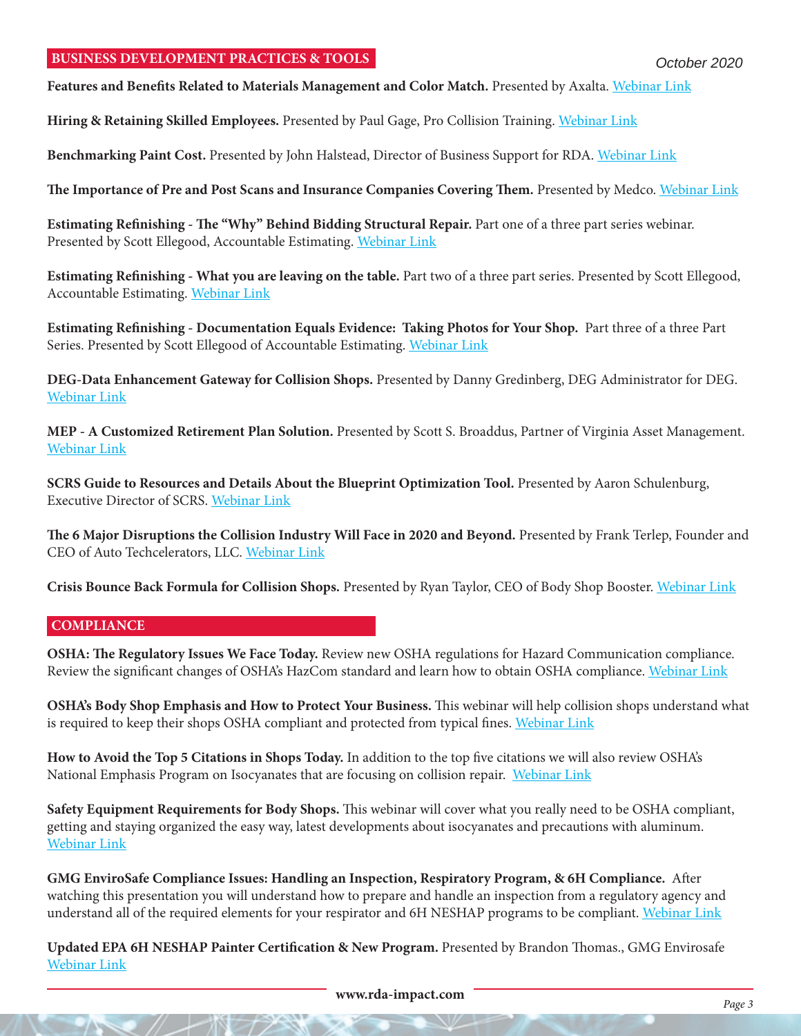## BUSINESS DEVELOPMENT PRACTICES & TOOLS

October 2020

**Features and Benefits Related to Materials Management and Color Match.** Presented by Axalta. Webinar Link

**Hiring & Retaining Skilled Employees.** Presented by Paul Gage, Pro Collision Training. Webinar Link

**Benchmarking Paint Cost.** Presented by John Halstead, Director of Business Support for RDA. Webinar Link

**The Importance of Pre and Post Scans and Insurance Companies Covering Them.** Presented by Medco. Webinar Link

**Estimating Refinishing - The "Why" Behind Bidding Structural Repair.** Part one of a three part series webinar. Presented by Scott Ellegood, Accountable Estimating. Webinar Link

**Estimating Refinishing - What you are leaving on the table.** Part two of a three part series. Presented by Scott Ellegood, Accountable Estimating. Webinar Link

**Estimating Refinishing - Documentation Equals Evidence: Taking Photos for Your Shop.** Part three of a three Part Series. Presented by Scott Ellegood of Accountable Estimating. Webinar Link

**DEG-Data Enhancement Gateway for Collision Shops.** Presented by Danny Gredinberg, DEG Administrator for DEG. Webinar Link

**MEP - A Customized Retirement Plan Solution.** Presented by Scott S. Broaddus, Partner of Virginia Asset Management. Webinar Link

**SCRS Guide to Resources and Details About the Blueprint Optimization Tool.** Presented by Aaron Schulenburg, Executive Director of SCRS. Webinar Link

**The 6 Major Disruptions the Collision Industry Will Face in 2020 and Beyond.** Presented by Frank Terlep, Founder and CEO of Auto Techcelerators, LLC. Webinar Link

**Crisis Bounce Back Formula for Collision Shops.** Presented by Ryan Taylor, CEO of Body Shop Booster. Webinar Link

## COMPLIANCE

**OSHA: The Regulatory Issues We Face Today.** Review new OSHA regulations for Hazard Communication compliance. Review the significant changes of OSHA's HazCom standard and learn how to obtain OSHA compliance. Webinar Link

**OSHA's Body Shop Emphasis and How to Protect Your Business.** This webinar will help collision shops understand what is required to keep their shops OSHA compliant and protected from typical fines. Webinar Link

**How to Avoid the Top 5 Citations in Shops Today.** In addition to the top five citations we will also review OSHA's National Emphasis Program on Isocyanates that are focusing on collision repair. Webinar Link

**Safety Equipment Requirements for Body Shops.** This webinar will cover what you really need to be OSHA compliant, getting and staying organized the easy way, latest developments about isocyanates and precautions with aluminum. Webinar Link

**GMG EnviroSafe Compliance Issues: Handling an Inspection, Respiratory Program, & 6H Compliance.** After watching this presentation you will understand how to prepare and handle an inspection from a regulatory agency and understand all of the required elements for your respirator and 6H NESHAP programs to be compliant. Webinar Link

**Updated EPA 6H NESHAP Painter Certification & New Program.** Presented by Brandon Thomas., GMG Envirosafe Webinar Link

www.rda-impact.com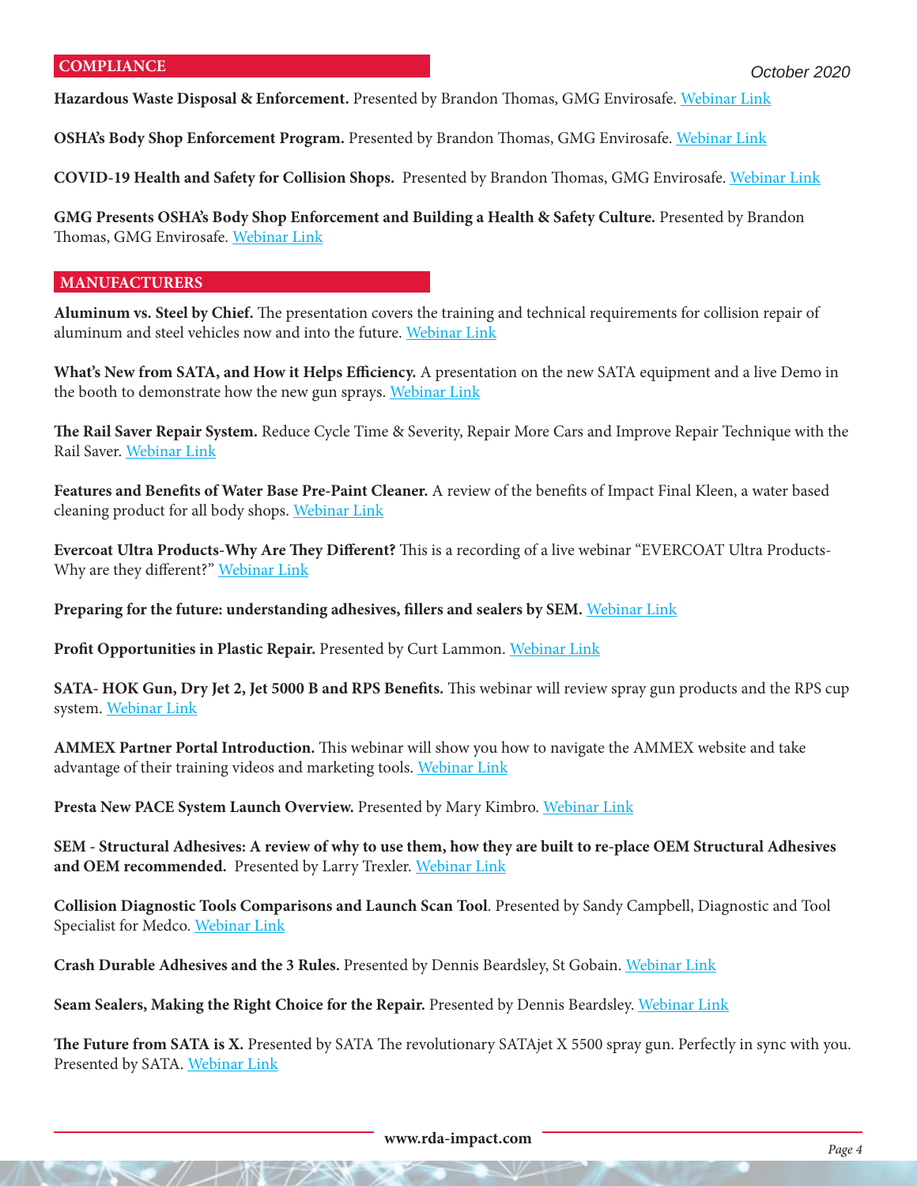## COMPLIANCE

**Hazardous Waste Disposal & Enforcement.** Presented by Brandon Thomas, GMG Envirosafe. Webinar Link

**OSHA's Body Shop Enforcement Program.** Presented by Brandon Thomas, GMG Envirosafe. Webinar Link

**COVID-19 Health and Safety for Collision Shops.** Presented by Brandon Thomas, GMG Envirosafe. Webinar Link

**GMG Presents OSHA's Body Shop Enforcement and Building a Health & Safety Culture.** Presented by Brandon Thomas, GMG Envirosafe. Webinar Link

## MANUFACTURERS

**Aluminum vs. Steel by Chief.** The presentation covers the training and technical requirements for collision repair of aluminum and steel vehicles now and into the future. Webinar Link

**What's New from SATA, and How it Helps Efficiency.** A presentation on the new SATA equipment and a live Demo in the booth to demonstrate how the new gun sprays. Webinar Link

**The Rail Saver Repair System.** Reduce Cycle Time & Severity, Repair More Cars and Improve Repair Technique with the Rail Saver. Webinar Link

**Features and Benefits of Water Base Pre-Paint Cleaner.** A review of the benefits of Impact Final Kleen, a water based cleaning product for all body shops. Webinar Link

**Evercoat Ultra Products-Why Are They Different?** This is a recording of a live webinar "EVERCOAT Ultra Products-Why are they different?" Webinar Link

**Preparing for the future: understanding adhesives, fillers and sealers by SEM.** Webinar Link

**Profit Opportunities in Plastic Repair.** Presented by Curt Lammon. Webinar Link

**SATA- HOK Gun, Dry Jet 2, Jet 5000 B and RPS Benefits.** This webinar will review spray gun products and the RPS cup system. Webinar Link

**AMMEX Partner Portal Introduction.** This webinar will show you how to navigate the AMMEX website and take advantage of their training videos and marketing tools. Webinar Link

**Presta New PACE System Launch Overview.** Presented by Mary Kimbro. Webinar Link

**SEM - Structural Adhesives: A review of why to use them, how they are built to re-place OEM Structural Adhesives and OEM recommended.** Presented by Larry Trexler. Webinar Link

**Collision Diagnostic Tools Comparisons and Launch Scan Tool**. Presented by Sandy Campbell, Diagnostic and Tool Specialist for Medco. Webinar Link

**Crash Durable Adhesives and the 3 Rules.** Presented by Dennis Beardsley, St Gobain. Webinar Link

**Seam Sealers, Making the Right Choice for the Repair.** Presented by Dennis Beardsley. Webinar Link

**The Future from SATA is X.** Presented by SATA The revolutionary SATAjet X 5500 spray gun. Perfectly in sync with you. Presented by SATA. Webinar Link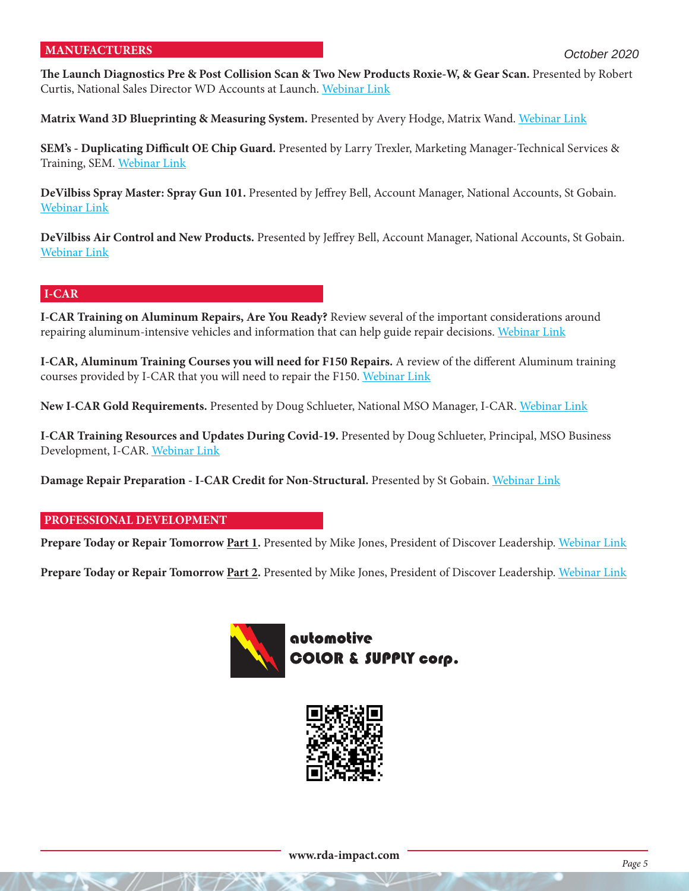## MANUFACTURERS

October 2020

**The Launch Diagnostics Pre & Post Collision Scan & Two New Products Roxie-W, & Gear Scan.** Presented by Robert Curtis, National Sales Director WD Accounts at Launch. Webinar Link

**Matrix Wand 3D Blueprinting & Measuring System.** Presented by Avery Hodge, Matrix Wand. Webinar Link

**SEM's - Duplicating Difficult OE Chip Guard.** Presented by Larry Trexler, Marketing Manager-Technical Services & Training, SEM. Webinar Link

**DeVilbiss Spray Master: Spray Gun 101.** Presented by Jeffrey Bell, Account Manager, National Accounts, St Gobain. Webinar Link

**DeVilbiss Air Control and New Products.** Presented by Jeffrey Bell, Account Manager, National Accounts, St Gobain. Webinar Link

## I-CAR

**I-CAR Training on Aluminum Repairs, Are You Ready?** Review several of the important considerations around repairing aluminum-intensive vehicles and information that can help guide repair decisions. Webinar Link

**I-CAR, Aluminum Training Courses you will need for F150 Repairs.** A review of the different Aluminum training courses provided by I-CAR that you will need to repair the F150. Webinar Link

**New I-CAR Gold Requirements.** Presented by Doug Schlueter, National MSO Manager, I-CAR. Webinar Link

**I-CAR Training Resources and Updates During Covid-19.** Presented by Doug Schlueter, Principal, MSO Business Development, I-CAR. Webinar Link

**Damage Repair Preparation - I-CAR Credit for Non-Structural.** Presented by St Gobain. Webinar Link

## PROFESSIONAL DEVELOPMENT

**Prepare Today or Repair Tomorrow Part 1.** Presented by Mike Jones, President of Discover Leadership. Webinar Link

**Prepare Today or Repair Tomorrow Part 2.** Presented by Mike Jones, President of Discover Leadership. Webinar Link

automotive COLOR & SUPPLY corp.

www.rda-impact.com